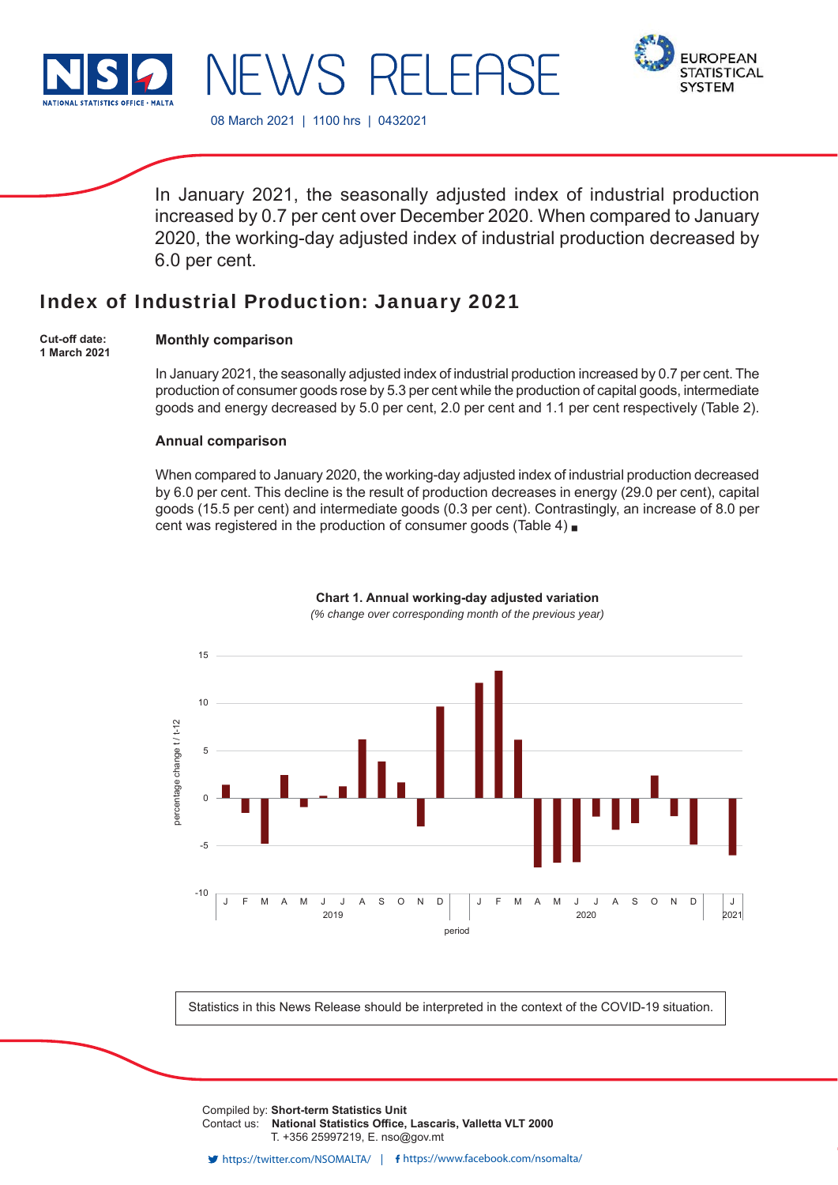NSO NATIONAL STATISTICS OFFICE • MALTA

# NEWS RELEASE

EUROPEAN STATISTICAL SYSTEM

08 March 2021 | 1100 hrs | 0432021

In January 2021, the seasonally adjusted index of industrial production increased by 0.7 per cent over December 2020. When compared to January 2020, the working-day adjusted index of industrial production decreased by 6.0 per cent.

## Index of Industrial Production: January 2021

**Cut-off date:**
**1 March 2021**

### Monthly comparison

In January 2021, the seasonally adjusted index of industrial production increased by 0.7 per cent. The production of consumer goods rose by 5.3 per cent while the production of capital goods, intermediate goods and energy decreased by 5.0 per cent, 2.0 per cent and 1.1 per cent respectively (Table 2).

### Annual comparison

When compared to January 2020, the working-day adjusted index of industrial production decreased by 6.0 per cent. This decline is the result of production decreases in energy (29.0 per cent), capital goods (15.5 per cent) and intermediate goods (0.3 per cent). Contrastingly, an increase of 8.0 per cent was registered in the production of consumer goods (Table 4) ■

**Chart 1. Annual working-day adjusted variation**
*(% change over corresponding month of the previous year)*

Statistics in this News Release should be interpreted in the context of the COVID-19 situation.

Compiled by: **Short-term Statistics Unit**
Contact us: **National Statistics Office, Lascaris, Valletta VLT 2000**
T. +356 25997219, E. nso@gov.mt

https://twitter.com/NSOMALTA/ | https://www.facebook.com/nsomalta/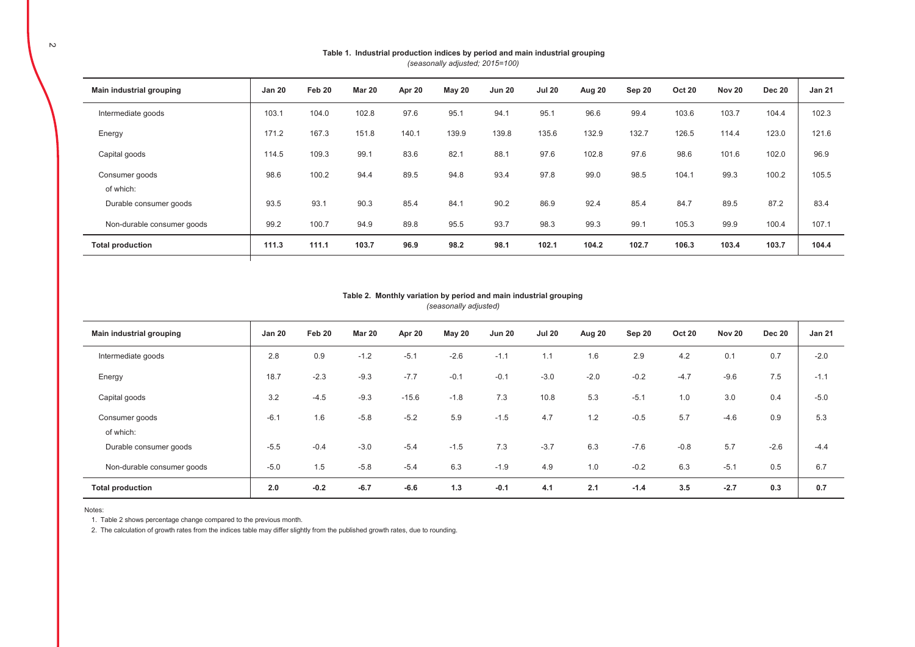**Table 1. Industrial production indices by period and main industrial grouping**
*(seasonally adjusted; 2015=100)*

| Main industrial grouping | Jan 20 | Feb 20 | Mar 20 | Apr 20 | May 20 | Jun 20 | Jul 20 | Aug 20 | Sep 20 | Oct 20 | Nov 20 | Dec 20 | Jan 21 |
|---|---|---|---|---|---|---|---|---|---|---|---|---|---|
| Intermediate goods | 103.1 | 104.0 | 102.8 | 97.6 | 95.1 | 94.1 | 95.1 | 96.6 | 99.4 | 103.6 | 103.7 | 104.4 | 102.3 |
| Energy | 171.2 | 167.3 | 151.8 | 140.1 | 139.9 | 139.8 | 135.6 | 132.9 | 132.7 | 126.5 | 114.4 | 123.0 | 121.6 |
| Capital goods | 114.5 | 109.3 | 99.1 | 83.6 | 82.1 | 88.1 | 97.6 | 102.8 | 97.6 | 98.6 | 101.6 | 102.0 | 96.9 |
| Consumer goods | 98.6 | 100.2 | 94.4 | 89.5 | 94.8 | 93.4 | 97.8 | 99.0 | 98.5 | 104.1 | 99.3 | 100.2 | 105.5 |
| of which: | | | | | | | | | | | | | |
| Durable consumer goods | 93.5 | 93.1 | 90.3 | 85.4 | 84.1 | 90.2 | 86.9 | 92.4 | 85.4 | 84.7 | 89.5 | 87.2 | 83.4 |
| Non-durable consumer goods | 99.2 | 100.7 | 94.9 | 89.8 | 95.5 | 93.7 | 98.3 | 99.3 | 99.1 | 105.3 | 99.9 | 100.4 | 107.1 |
| **Total production** | **111.3** | **111.1** | **103.7** | **96.9** | **98.2** | **98.1** | **102.1** | **104.2** | **102.7** | **106.3** | **103.4** | **103.7** | **104.4** |

**Table 2. Monthly variation by period and main industrial grouping**
*(seasonally adjusted)*

| Main industrial grouping | Jan 20 | Feb 20 | Mar 20 | Apr 20 | May 20 | Jun 20 | Jul 20 | Aug 20 | Sep 20 | Oct 20 | Nov 20 | Dec 20 | Jan 21 |
|---|---|---|---|---|---|---|---|---|---|---|---|---|---|
| Intermediate goods | 2.8 | 0.9 | -1.2 | -5.1 | -2.6 | -1.1 | 1.1 | 1.6 | 2.9 | 4.2 | 0.1 | 0.7 | -2.0 |
| Energy | 18.7 | -2.3 | -9.3 | -7.7 | -0.1 | -0.1 | -3.0 | -2.0 | -0.2 | -4.7 | -9.6 | 7.5 | -1.1 |
| Capital goods | 3.2 | -4.5 | -9.3 | -15.6 | -1.8 | 7.3 | 10.8 | 5.3 | -5.1 | 1.0 | 3.0 | 0.4 | -5.0 |
| Consumer goods | -6.1 | 1.6 | -5.8 | -5.2 | 5.9 | -1.5 | 4.7 | 1.2 | -0.5 | 5.7 | -4.6 | 0.9 | 5.3 |
| of which: | | | | | | | | | | | | | |
| Durable consumer goods | -5.5 | -0.4 | -3.0 | -5.4 | -1.5 | 7.3 | -3.7 | 6.3 | -7.6 | -0.8 | 5.7 | -2.6 | -4.4 |
| Non-durable consumer goods | -5.0 | 1.5 | -5.8 | -5.4 | 6.3 | -1.9 | 4.9 | 1.0 | -0.2 | 6.3 | -5.1 | 0.5 | 6.7 |
| **Total production** | **2.0** | **-0.2** | **-6.7** | **-6.6** | **1.3** | **-0.1** | **4.1** | **2.1** | **-1.4** | **3.5** | **-2.7** | **0.3** | **0.7** |

Notes:

1. Table 2 shows percentage change compared to the previous month.
2. The calculation of growth rates from the indices table may differ slightly from the published growth rates, due to rounding.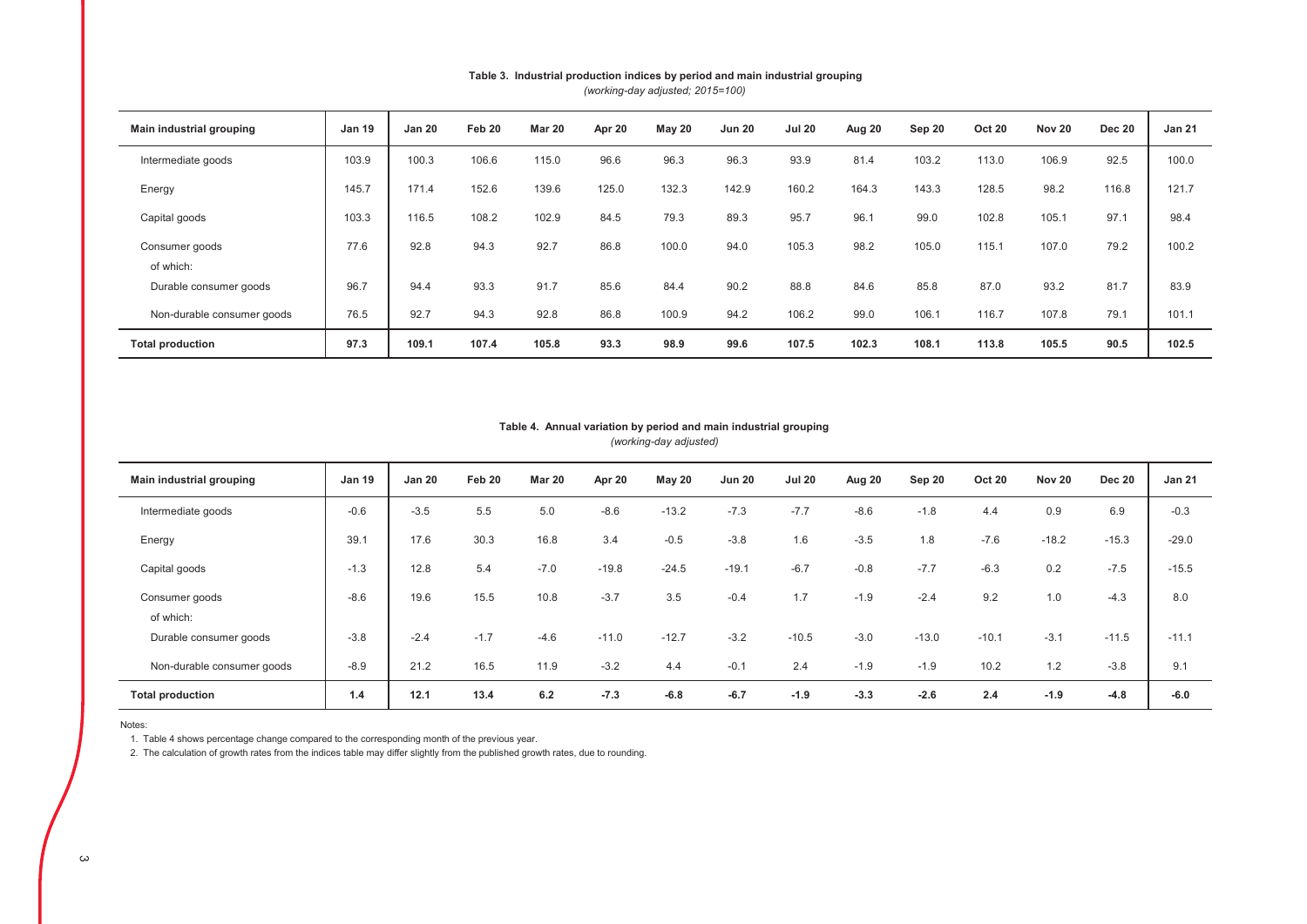**Table 3. Industrial production indices by period and main industrial grouping**
*(working-day adjusted; 2015=100)*

| Main industrial grouping | Jan 19 | Jan 20 | Feb 20 | Mar 20 | Apr 20 | May 20 | Jun 20 | Jul 20 | Aug 20 | Sep 20 | Oct 20 | Nov 20 | Dec 20 | Jan 21 |
|---|---|---|---|---|---|---|---|---|---|---|---|---|---|---|
| Intermediate goods | 103.9 | 100.3 | 106.6 | 115.0 | 96.6 | 96.3 | 96.3 | 93.9 | 81.4 | 103.2 | 113.0 | 106.9 | 92.5 | 100.0 |
| Energy | 145.7 | 171.4 | 152.6 | 139.6 | 125.0 | 132.3 | 142.9 | 160.2 | 164.3 | 143.3 | 128.5 | 98.2 | 116.8 | 121.7 |
| Capital goods | 103.3 | 116.5 | 108.2 | 102.9 | 84.5 | 79.3 | 89.3 | 95.7 | 96.1 | 99.0 | 102.8 | 105.1 | 97.1 | 98.4 |
| Consumer goods | 77.6 | 92.8 | 94.3 | 92.7 | 86.8 | 100.0 | 94.0 | 105.3 | 98.2 | 105.0 | 115.1 | 107.0 | 79.2 | 100.2 |
| of which: | | | | | | | | | | | | | | |
| Durable consumer goods | 96.7 | 94.4 | 93.3 | 91.7 | 85.6 | 84.4 | 90.2 | 88.8 | 84.6 | 85.8 | 87.0 | 93.2 | 81.7 | 83.9 |
| Non-durable consumer goods | 76.5 | 92.7 | 94.3 | 92.8 | 86.8 | 100.9 | 94.2 | 106.2 | 99.0 | 106.1 | 116.7 | 107.8 | 79.1 | 101.1 |
| **Total production** | **97.3** | **109.1** | **107.4** | **105.8** | **93.3** | **98.9** | **99.6** | **107.5** | **102.3** | **108.1** | **113.8** | **105.5** | **90.5** | **102.5** |

**Table 4. Annual variation by period and main industrial grouping**
*(working-day adjusted)*

| Main industrial grouping | Jan 19 | Jan 20 | Feb 20 | Mar 20 | Apr 20 | May 20 | Jun 20 | Jul 20 | Aug 20 | Sep 20 | Oct 20 | Nov 20 | Dec 20 | Jan 21 |
|---|---|---|---|---|---|---|---|---|---|---|---|---|---|---|
| Intermediate goods | -0.6 | -3.5 | 5.5 | 5.0 | -8.6 | -13.2 | -7.3 | -7.7 | -8.6 | -1.8 | 4.4 | 0.9 | 6.9 | -0.3 |
| Energy | 39.1 | 17.6 | 30.3 | 16.8 | 3.4 | -0.5 | -3.8 | 1.6 | -3.5 | 1.8 | -7.6 | -18.2 | -15.3 | -29.0 |
| Capital goods | -1.3 | 12.8 | 5.4 | -7.0 | -19.8 | -24.5 | -19.1 | -6.7 | -0.8 | -7.7 | -6.3 | 0.2 | -7.5 | -15.5 |
| Consumer goods | -8.6 | 19.6 | 15.5 | 10.8 | -3.7 | 3.5 | -0.4 | 1.7 | -1.9 | -2.4 | 9.2 | 1.0 | -4.3 | 8.0 |
| of which: | | | | | | | | | | | | | | |
| Durable consumer goods | -3.8 | -2.4 | -1.7 | -4.6 | -11.0 | -12.7 | -3.2 | -10.5 | -3.0 | -13.0 | -10.1 | -3.1 | -11.5 | -11.1 |
| Non-durable consumer goods | -8.9 | 21.2 | 16.5 | 11.9 | -3.2 | 4.4 | -0.1 | 2.4 | -1.9 | -1.9 | 10.2 | 1.2 | -3.8 | 9.1 |
| **Total production** | **1.4** | **12.1** | **13.4** | **6.2** | **-7.3** | **-6.8** | **-6.7** | **-1.9** | **-3.3** | **-2.6** | **2.4** | **-1.9** | **-4.8** | **-6.0** |

Notes:

1. Table 4 shows percentage change compared to the corresponding month of the previous year.
2. The calculation of growth rates from the indices table may differ slightly from the published growth rates, due to rounding.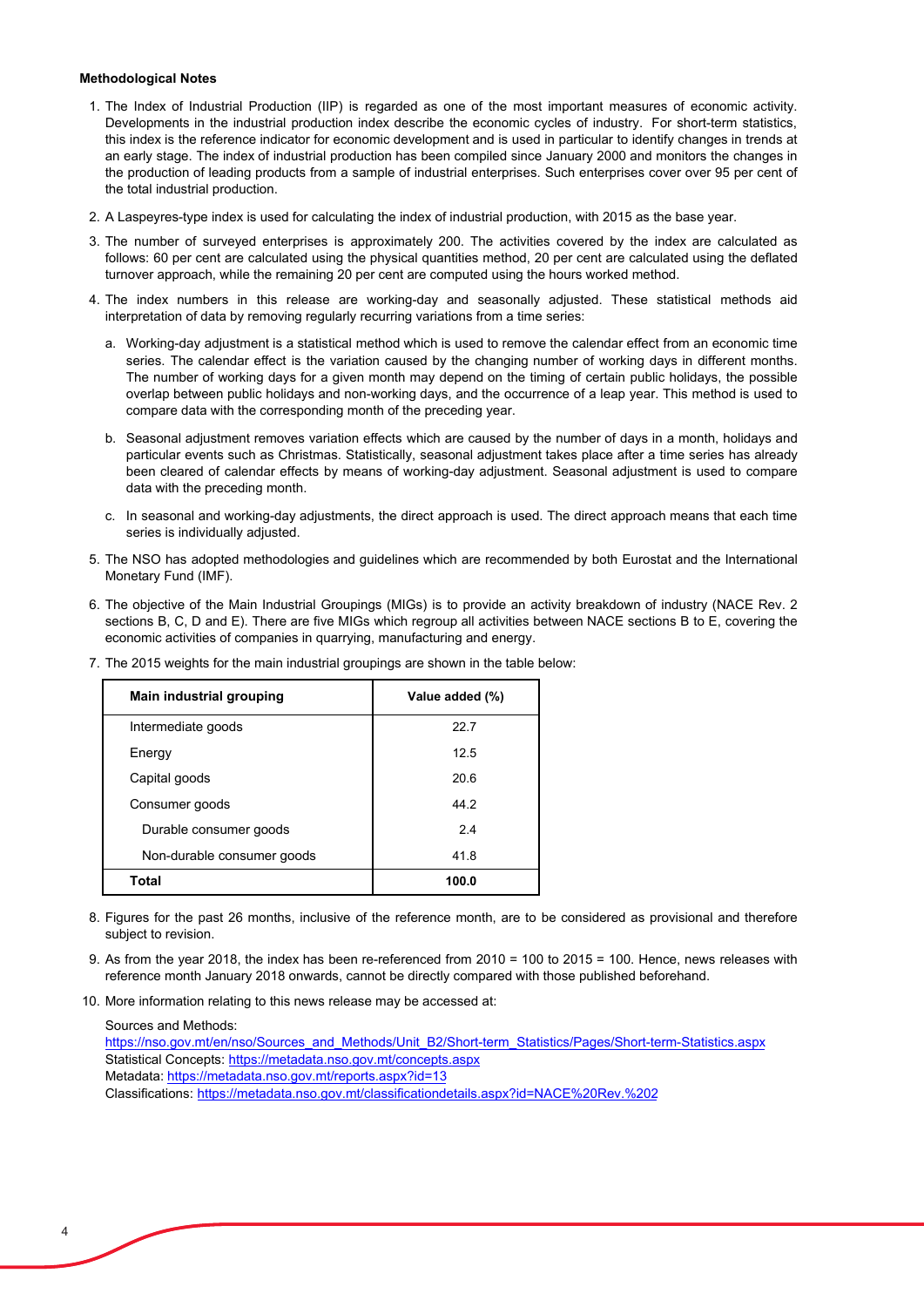**Methodological Notes**

1. The Index of Industrial Production (IIP) is regarded as one of the most important measures of economic activity. Developments in the industrial production index describe the economic cycles of industry. For short-term statistics, this index is the reference indicator for economic development and is used in particular to identify changes in trends at an early stage. The index of industrial production has been compiled since January 2000 and monitors the changes in the production of leading products from a sample of industrial enterprises. Such enterprises cover over 95 per cent of the total industrial production.

2. A Laspeyres-type index is used for calculating the index of industrial production, with 2015 as the base year.

3. The number of surveyed enterprises is approximately 200. The activities covered by the index are calculated as follows: 60 per cent are calculated using the physical quantities method, 20 per cent are calculated using the deflated turnover approach, while the remaining 20 per cent are computed using the hours worked method.

4. The index numbers in this release are working-day and seasonally adjusted. These statistical methods aid interpretation of data by removing regularly recurring variations from a time series:

   a. Working-day adjustment is a statistical method which is used to remove the calendar effect from an economic time series. The calendar effect is the variation caused by the changing number of working days in different months. The number of working days for a given month may depend on the timing of certain public holidays, the possible overlap between public holidays and non-working days, and the occurrence of a leap year. This method is used to compare data with the corresponding month of the preceding year.

   b. Seasonal adjustment removes variation effects which are caused by the number of days in a month, holidays and particular events such as Christmas. Statistically, seasonal adjustment takes place after a time series has already been cleared of calendar effects by means of working-day adjustment. Seasonal adjustment is used to compare data with the preceding month.

   c. In seasonal and working-day adjustments, the direct approach is used. The direct approach means that each time series is individually adjusted.

5. The NSO has adopted methodologies and guidelines which are recommended by both Eurostat and the International Monetary Fund (IMF).

6. The objective of the Main Industrial Groupings (MIGs) is to provide an activity breakdown of industry (NACE Rev. 2 sections B, C, D and E). There are five MIGs which regroup all activities between NACE sections B to E, covering the economic activities of companies in quarrying, manufacturing and energy.

7. The 2015 weights for the main industrial groupings are shown in the table below:

| Main industrial grouping | Value added (%) |
|---|---|
| Intermediate goods | 22.7 |
| Energy | 12.5 |
| Capital goods | 20.6 |
| Consumer goods | 44.2 |
| Durable consumer goods | 2.4 |
| Non-durable consumer goods | 41.8 |
| **Total** | **100.0** |

8. Figures for the past 26 months, inclusive of the reference month, are to be considered as provisional and therefore subject to revision.

9. As from the year 2018, the index has been re-referenced from 2010 = 100 to 2015 = 100. Hence, news releases with reference month January 2018 onwards, cannot be directly compared with those published beforehand.

10. More information relating to this news release may be accessed at:

    Sources and Methods:
    https://nso.gov.mt/en/nso/Sources_and_Methods/Unit_B2/Short-term_Statistics/Pages/Short-term-Statistics.aspx
    Statistical Concepts: https://metadata.nso.gov.mt/concepts.aspx
    Metadata: https://metadata.nso.gov.mt/reports.aspx?id=13
    Classifications: https://metadata.nso.gov.mt/classificationdetails.aspx?id=NACE%20Rev.%202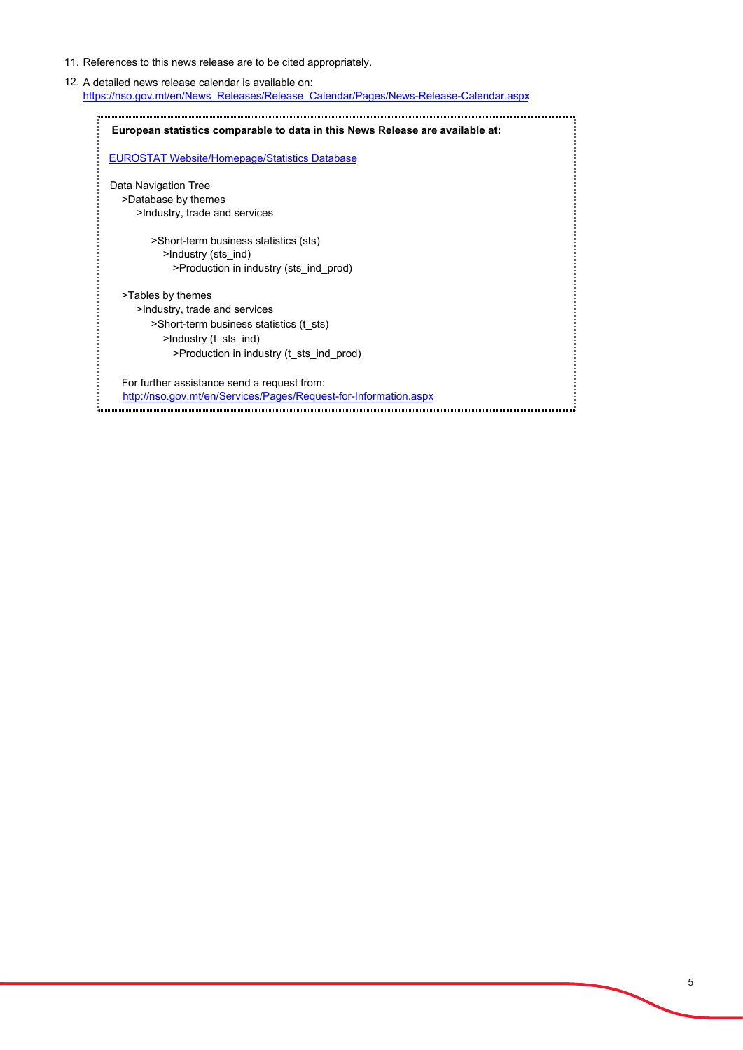11. References to this news release are to be cited appropriately.

12. A detailed news release calendar is available on:
    https://nso.gov.mt/en/News_Releases/Release_Calendar/Pages/News-Release-Calendar.aspx

**European statistics comparable to data in this News Release are available at:**

EUROSTAT Website/Homepage/Statistics Database

Data Navigation Tree
>Database by themes
>Industry, trade and services

>Short-term business statistics (sts)
>Industry (sts_ind)
>Production in industry (sts_ind_prod)

>Tables by themes
>Industry, trade and services
>Short-term business statistics (t_sts)
>Industry (t_sts_ind)
>Production in industry (t_sts_ind_prod)

For further assistance send a request from:
http://nso.gov.mt/en/Services/Pages/Request-for-Information.aspx